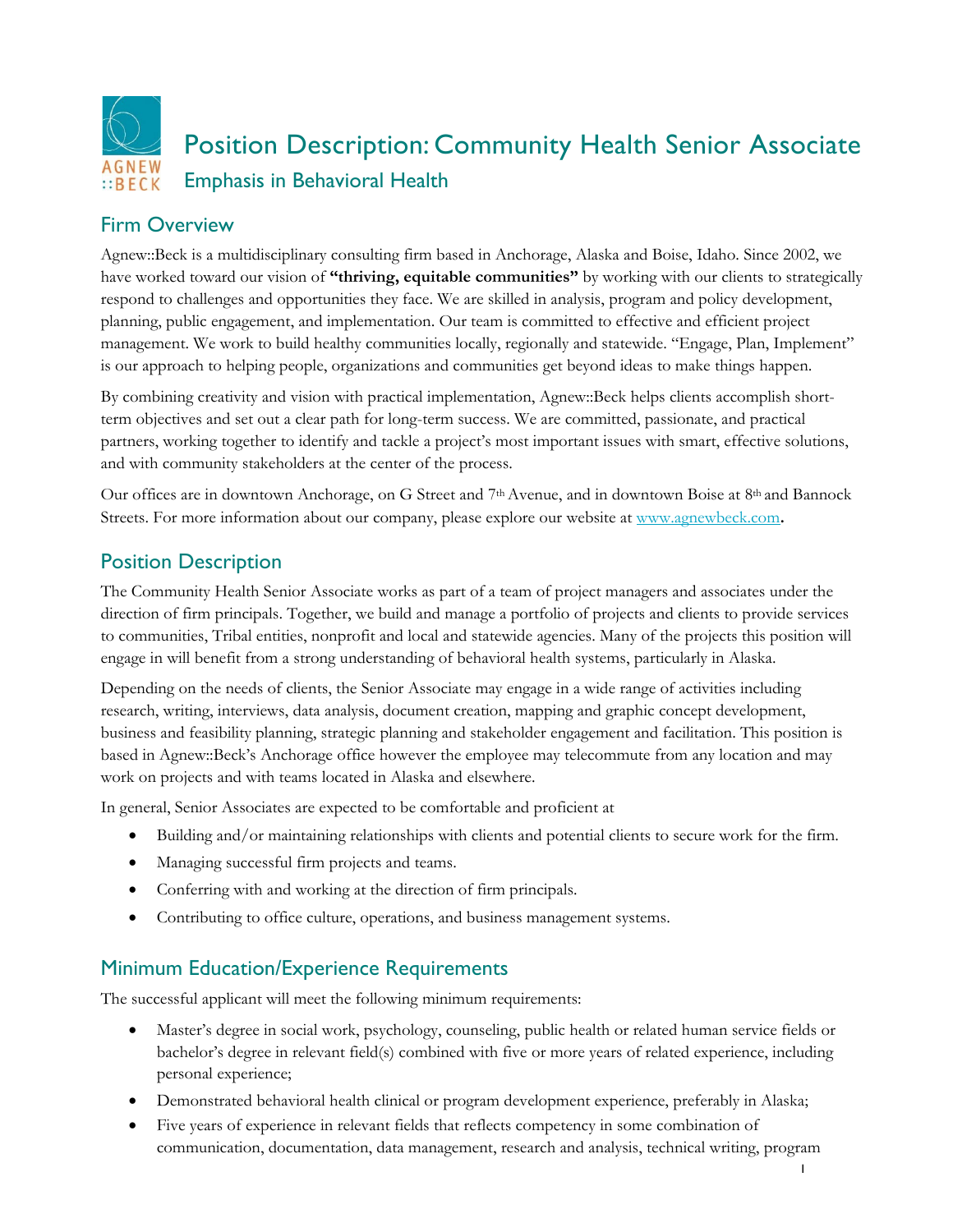# Position Description: Community Health Senior Associate

## Emphasis in Behavioral Health

## Firm Overview

Agnew::Beck is a multidisciplinary consulting firm based in Anchorage, Alaska and Boise, Idaho. Since 2002, we have worked toward our vision of **"thriving, equitable communities"** by working with our clients to strategically respond to challenges and opportunities they face. We are skilled in analysis, program and policy development, planning, public engagement, and implementation. Our team is committed to effective and efficient project management. We work to build healthy communities locally, regionally and statewide. "Engage, Plan, Implement" is our approach to helping people, organizations and communities get beyond ideas to make things happen.

By combining creativity and vision with practical implementation, Agnew::Beck helps clients accomplish short-term objectives and set out a clear path for long-term success. We are committed, passionate, and practical partners, working together to identify and tackle a project's most important issues with smart, effective solutions, and with community stakeholders at the center of the process.

Our offices are in downtown Anchorage, on G Street and 7th Avenue, and in downtown Boise at 8th and Bannock Streets. For more information about our company, please explore our website at [www.agnewbeck.com](www.agnewbeck.com).

## Position Description

The Community Health Senior Associate works as part of a team of project managers and associates under the direction of firm principals. Together, we build and manage a portfolio of projects and clients to provide services to communities, Tribal entities, nonprofit and local and statewide agencies. Many of the projects this position will engage in will benefit from a strong understanding of behavioral health systems, particularly in Alaska.

Depending on the needs of clients, the Senior Associate may engage in a wide range of activities including research, writing, interviews, data analysis, document creation, mapping and graphic concept development, business and feasibility planning, strategic planning and stakeholder engagement and facilitation. This position is based in Agnew::Beck's Anchorage office however the employee may telecommute from any location and may work on projects and with teams located in Alaska and elsewhere.

In general, Senior Associates are expected to be comfortable and proficient at

- Building and/or maintaining relationships with clients and potential clients to secure work for the firm.
- Managing successful firm projects and teams.
- Conferring with and working at the direction of firm principals.
- Contributing to office culture, operations, and business management systems.

## Minimum Education/Experience Requirements

The successful applicant will meet the following minimum requirements:

- Master's degree in social work, psychology, counseling, public health or related human service fields or bachelor's degree in relevant field(s) combined with five or more years of related experience, including personal experience;
- Demonstrated behavioral health clinical or program development experience, preferably in Alaska;
- Five years of experience in relevant fields that reflects competency in some combination of communication, documentation, data management, research and analysis, technical writing, program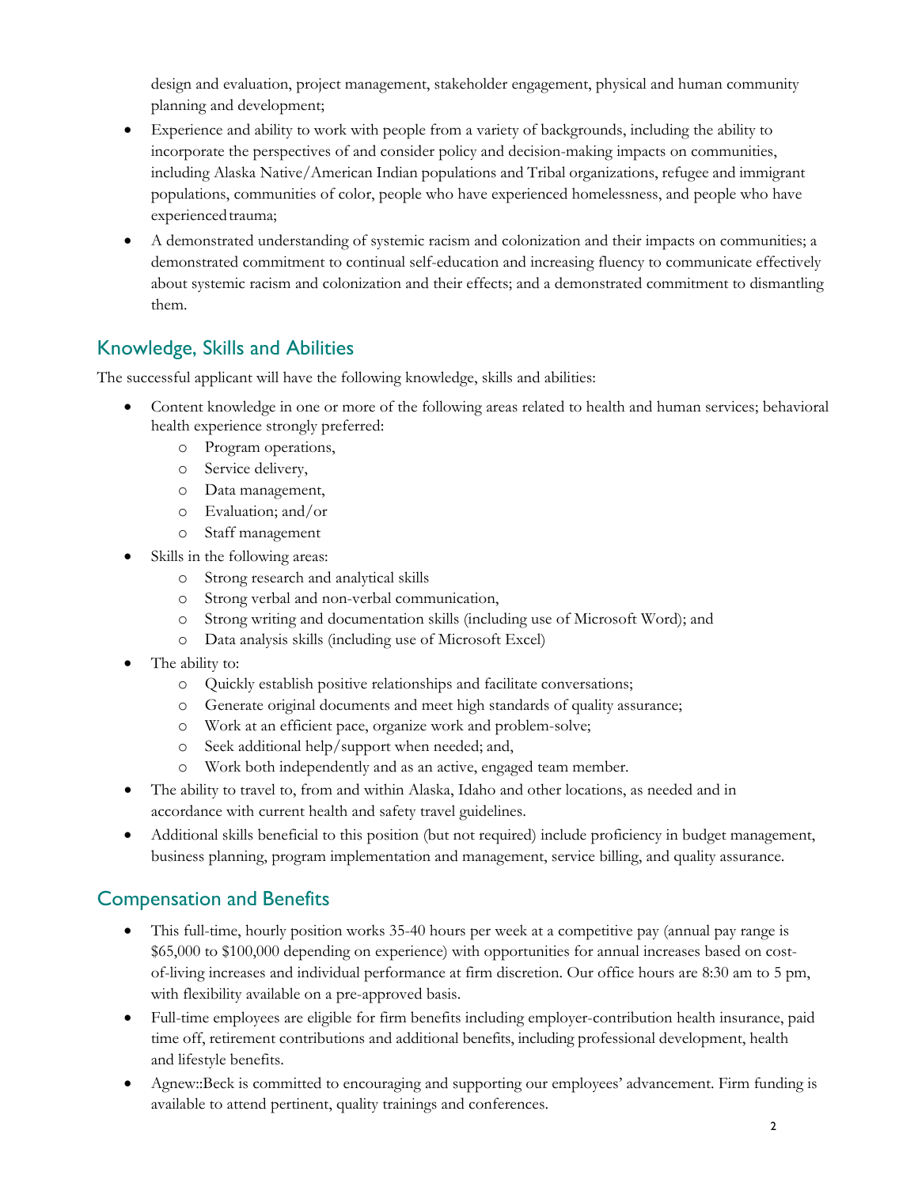design and evaluation, project management, stakeholder engagement, physical and human community planning and development;

- Experience and ability to work with people from a variety of backgrounds, including the ability to incorporate the perspectives of and consider policy and decision-making impacts on communities, including Alaska Native/American Indian populations and Tribal organizations, refugee and immigrant populations, communities of color, people who have experienced homelessness, and people who have experienced trauma;
- A demonstrated understanding of systemic racism and colonization and their impacts on communities; a demonstrated commitment to continual self-education and increasing fluency to communicate effectively about systemic racism and colonization and their effects; and a demonstrated commitment to dismantling them.

## Knowledge, Skills and Abilities

The successful applicant will have the following knowledge, skills and abilities:

- Content knowledge in one or more of the following areas related to health and human services; behavioral health experience strongly preferred:
  - Program operations,
  - Service delivery,
  - Data management,
  - Evaluation; and/or
  - Staff management
- Skills in the following areas:
  - Strong research and analytical skills
  - Strong verbal and non-verbal communication,
  - Strong writing and documentation skills (including use of Microsoft Word); and
  - Data analysis skills (including use of Microsoft Excel)
- The ability to:
  - Quickly establish positive relationships and facilitate conversations;
  - Generate original documents and meet high standards of quality assurance;
  - Work at an efficient pace, organize work and problem-solve;
  - Seek additional help/support when needed; and,
  - Work both independently and as an active, engaged team member.
- The ability to travel to, from and within Alaska, Idaho and other locations, as needed and in accordance with current health and safety travel guidelines.
- Additional skills beneficial to this position (but not required) include proficiency in budget management, business planning, program implementation and management, service billing, and quality assurance.

## Compensation and Benefits

- This full-time, hourly position works 35-40 hours per week at a competitive pay (annual pay range is $65,000 to $100,000 depending on experience) with opportunities for annual increases based on cost-of-living increases and individual performance at firm discretion. Our office hours are 8:30 am to 5 pm, with flexibility available on a pre-approved basis.
- Full-time employees are eligible for firm benefits including employer-contribution health insurance, paid time off, retirement contributions and additional benefits, including professional development, health and lifestyle benefits.
- Agnew::Beck is committed to encouraging and supporting our employees' advancement. Firm funding is available to attend pertinent, quality trainings and conferences.